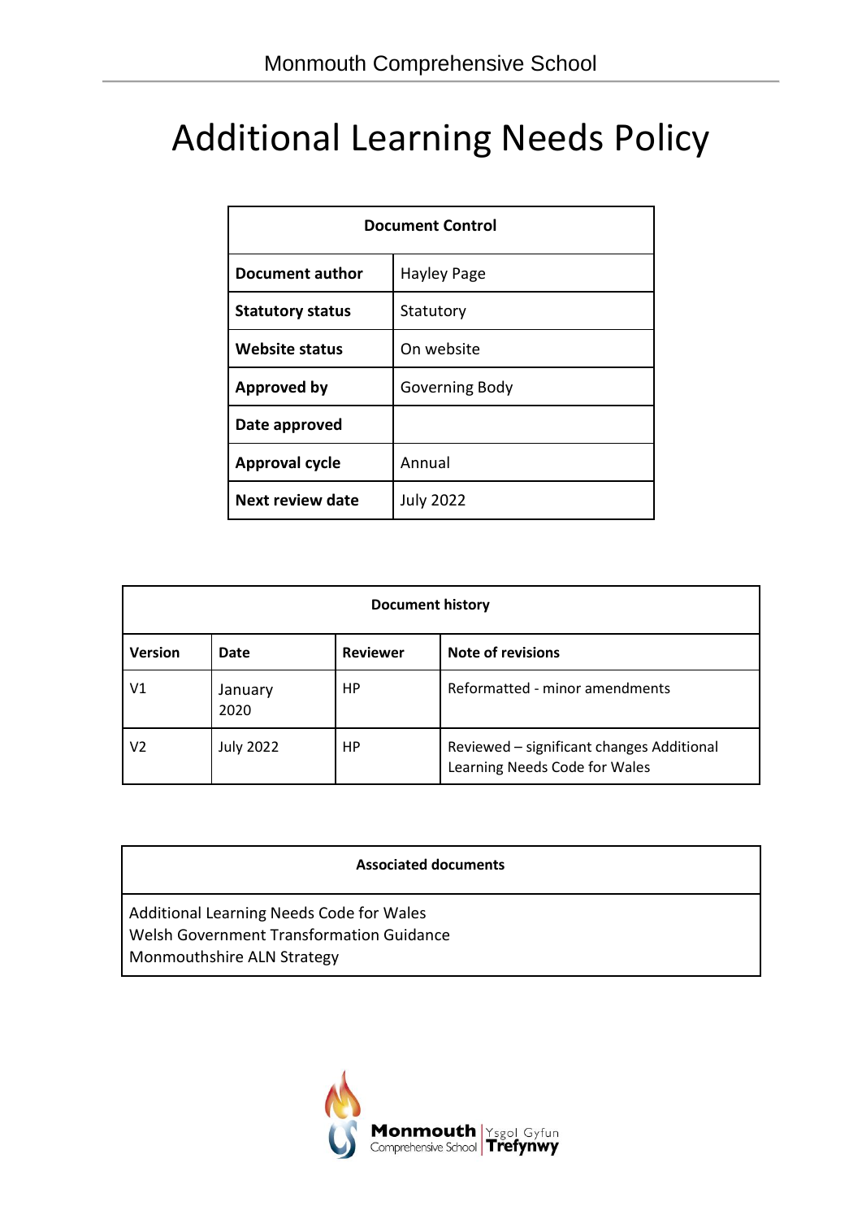# Additional Learning Needs Policy

| Document Control | |
|---|---|
| **Document author** | Hayley Page |
| **Statutory status** | Statutory |
| **Website status** | On website |
| **Approved by** | Governing Body |
| **Date approved** | |
| **Approval cycle** | Annual |
| **Next review date** | July 2022 |

| Document history | | | |
|---|---|---|---|
| **Version** | **Date** | **Reviewer** | **Note of revisions** |
| V1 | January 2020 | HP | Reformatted - minor amendments |
| V2 | July 2022 | HP | Reviewed – significant changes Additional Learning Needs Code for Wales |

| Associated documents |
|---|
| Additional Learning Needs Code for Wales<br>Welsh Government Transformation Guidance<br>Monmouthshire ALN Strategy |

Monmouth Comprehensive School | Ysgol Gyfun Trefynwy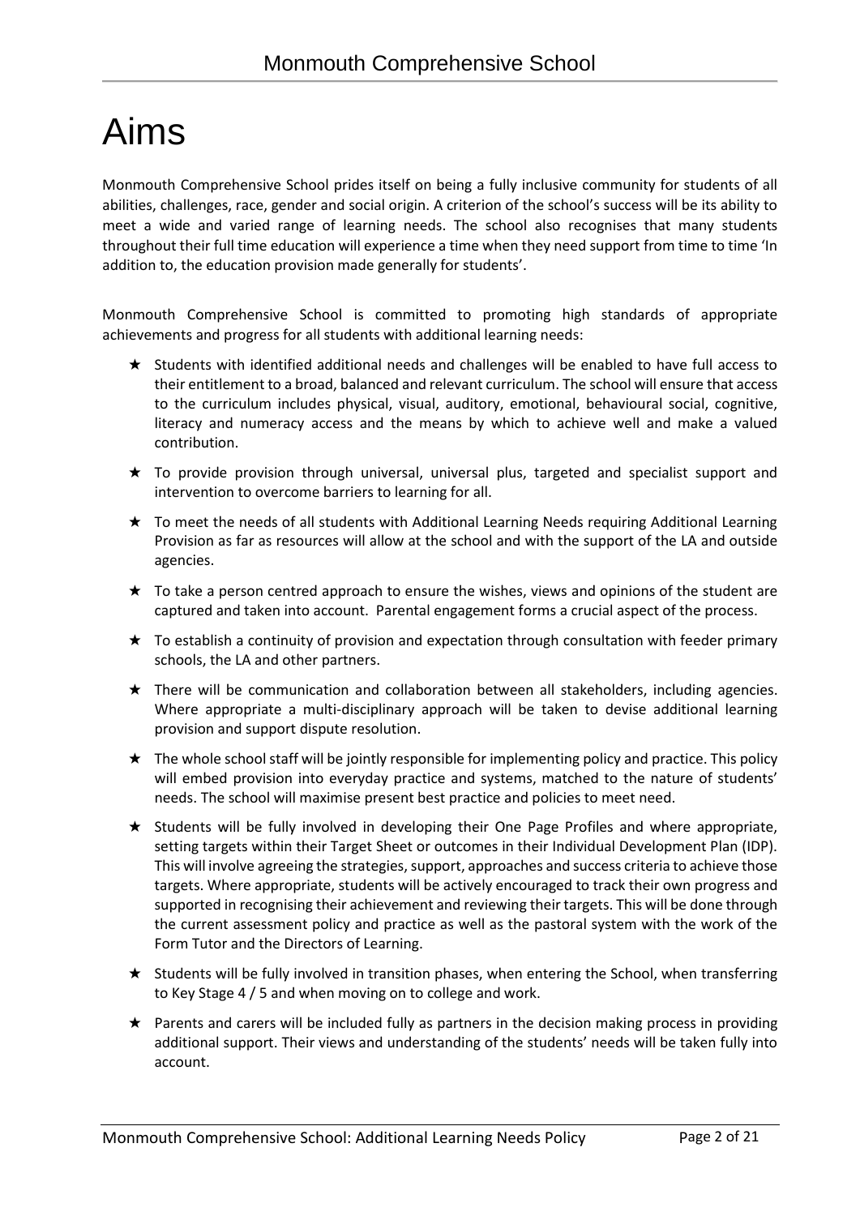# Aims

Monmouth Comprehensive School prides itself on being a fully inclusive community for students of all abilities, challenges, race, gender and social origin. A criterion of the school's success will be its ability to meet a wide and varied range of learning needs. The school also recognises that many students throughout their full time education will experience a time when they need support from time to time 'In addition to, the education provision made generally for students'.

Monmouth Comprehensive School is committed to promoting high standards of appropriate achievements and progress for all students with additional learning needs:

- Students with identified additional needs and challenges will be enabled to have full access to their entitlement to a broad, balanced and relevant curriculum. The school will ensure that access to the curriculum includes physical, visual, auditory, emotional, behavioural social, cognitive, literacy and numeracy access and the means by which to achieve well and make a valued contribution.
- To provide provision through universal, universal plus, targeted and specialist support and intervention to overcome barriers to learning for all.
- To meet the needs of all students with Additional Learning Needs requiring Additional Learning Provision as far as resources will allow at the school and with the support of the LA and outside agencies.
- To take a person centred approach to ensure the wishes, views and opinions of the student are captured and taken into account. Parental engagement forms a crucial aspect of the process.
- To establish a continuity of provision and expectation through consultation with feeder primary schools, the LA and other partners.
- There will be communication and collaboration between all stakeholders, including agencies. Where appropriate a multi-disciplinary approach will be taken to devise additional learning provision and support dispute resolution.
- The whole school staff will be jointly responsible for implementing policy and practice. This policy will embed provision into everyday practice and systems, matched to the nature of students' needs. The school will maximise present best practice and policies to meet need.
- Students will be fully involved in developing their One Page Profiles and where appropriate, setting targets within their Target Sheet or outcomes in their Individual Development Plan (IDP). This will involve agreeing the strategies, support, approaches and success criteria to achieve those targets. Where appropriate, students will be actively encouraged to track their own progress and supported in recognising their achievement and reviewing their targets. This will be done through the current assessment policy and practice as well as the pastoral system with the work of the Form Tutor and the Directors of Learning.
- Students will be fully involved in transition phases, when entering the School, when transferring to Key Stage 4 / 5 and when moving on to college and work.
- Parents and carers will be included fully as partners in the decision making process in providing additional support. Their views and understanding of the students' needs will be taken fully into account.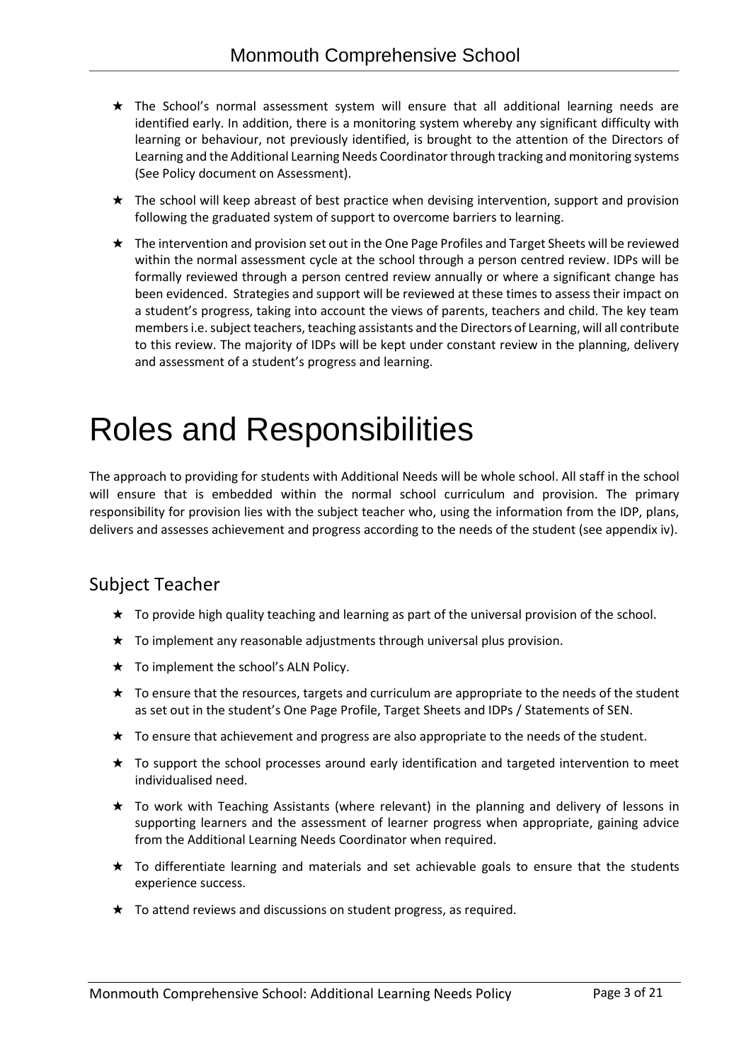- The School's normal assessment system will ensure that all additional learning needs are identified early. In addition, there is a monitoring system whereby any significant difficulty with learning or behaviour, not previously identified, is brought to the attention of the Directors of Learning and the Additional Learning Needs Coordinator through tracking and monitoring systems (See Policy document on Assessment).
- The school will keep abreast of best practice when devising intervention, support and provision following the graduated system of support to overcome barriers to learning.
- The intervention and provision set out in the One Page Profiles and Target Sheets will be reviewed within the normal assessment cycle at the school through a person centred review. IDPs will be formally reviewed through a person centred review annually or where a significant change has been evidenced. Strategies and support will be reviewed at these times to assess their impact on a student's progress, taking into account the views of parents, teachers and child. The key team members i.e. subject teachers, teaching assistants and the Directors of Learning, will all contribute to this review. The majority of IDPs will be kept under constant review in the planning, delivery and assessment of a student's progress and learning.

# Roles and Responsibilities

The approach to providing for students with Additional Needs will be whole school. All staff in the school will ensure that is embedded within the normal school curriculum and provision. The primary responsibility for provision lies with the subject teacher who, using the information from the IDP, plans, delivers and assesses achievement and progress according to the needs of the student (see appendix iv).

## Subject Teacher

- To provide high quality teaching and learning as part of the universal provision of the school.
- To implement any reasonable adjustments through universal plus provision.
- To implement the school's ALN Policy.
- To ensure that the resources, targets and curriculum are appropriate to the needs of the student as set out in the student's One Page Profile, Target Sheets and IDPs / Statements of SEN.
- To ensure that achievement and progress are also appropriate to the needs of the student.
- To support the school processes around early identification and targeted intervention to meet individualised need.
- To work with Teaching Assistants (where relevant) in the planning and delivery of lessons in supporting learners and the assessment of learner progress when appropriate, gaining advice from the Additional Learning Needs Coordinator when required.
- To differentiate learning and materials and set achievable goals to ensure that the students experience success.
- To attend reviews and discussions on student progress, as required.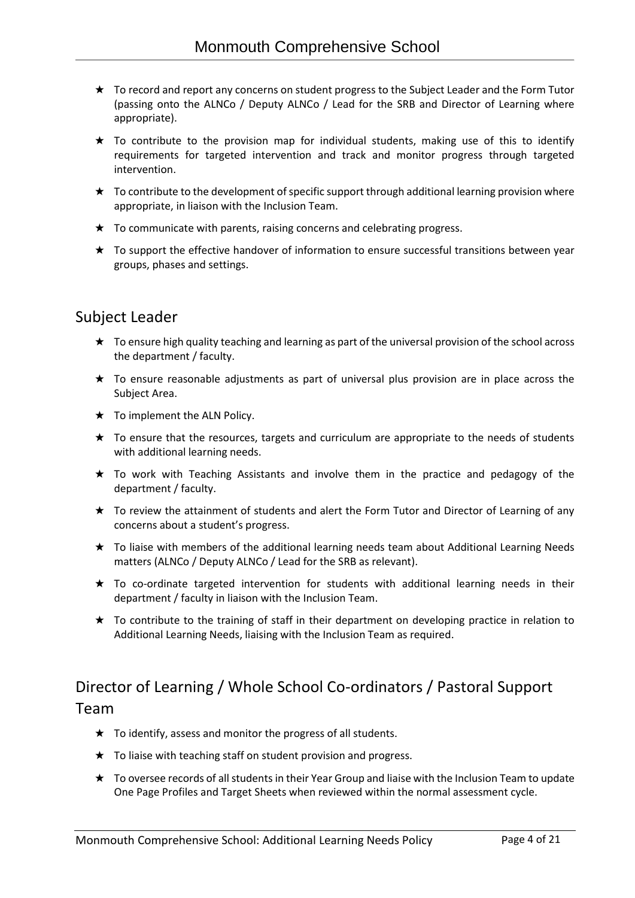- To record and report any concerns on student progress to the Subject Leader and the Form Tutor (passing onto the ALNCo / Deputy ALNCo / Lead for the SRB and Director of Learning where appropriate).
- To contribute to the provision map for individual students, making use of this to identify requirements for targeted intervention and track and monitor progress through targeted intervention.
- To contribute to the development of specific support through additional learning provision where appropriate, in liaison with the Inclusion Team.
- To communicate with parents, raising concerns and celebrating progress.
- To support the effective handover of information to ensure successful transitions between year groups, phases and settings.

## Subject Leader

- To ensure high quality teaching and learning as part of the universal provision of the school across the department / faculty.
- To ensure reasonable adjustments as part of universal plus provision are in place across the Subject Area.
- To implement the ALN Policy.
- To ensure that the resources, targets and curriculum are appropriate to the needs of students with additional learning needs.
- To work with Teaching Assistants and involve them in the practice and pedagogy of the department / faculty.
- To review the attainment of students and alert the Form Tutor and Director of Learning of any concerns about a student's progress.
- To liaise with members of the additional learning needs team about Additional Learning Needs matters (ALNCo / Deputy ALNCo / Lead for the SRB as relevant).
- To co-ordinate targeted intervention for students with additional learning needs in their department / faculty in liaison with the Inclusion Team.
- To contribute to the training of staff in their department on developing practice in relation to Additional Learning Needs, liaising with the Inclusion Team as required.

## Director of Learning / Whole School Co-ordinators / Pastoral Support Team

- To identify, assess and monitor the progress of all students.
- To liaise with teaching staff on student provision and progress.
- To oversee records of all students in their Year Group and liaise with the Inclusion Team to update One Page Profiles and Target Sheets when reviewed within the normal assessment cycle.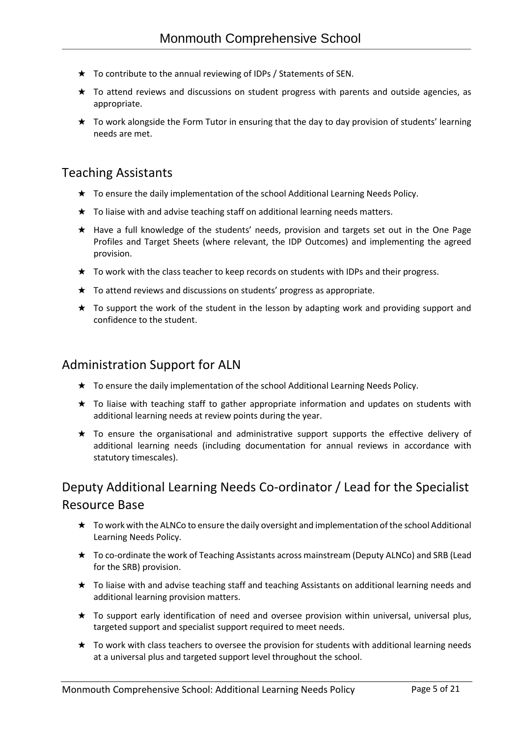- To contribute to the annual reviewing of IDPs / Statements of SEN.
- To attend reviews and discussions on student progress with parents and outside agencies, as appropriate.
- To work alongside the Form Tutor in ensuring that the day to day provision of students' learning needs are met.

## Teaching Assistants

- To ensure the daily implementation of the school Additional Learning Needs Policy.
- To liaise with and advise teaching staff on additional learning needs matters.
- Have a full knowledge of the students' needs, provision and targets set out in the One Page Profiles and Target Sheets (where relevant, the IDP Outcomes) and implementing the agreed provision.
- To work with the class teacher to keep records on students with IDPs and their progress.
- To attend reviews and discussions on students' progress as appropriate.
- To support the work of the student in the lesson by adapting work and providing support and confidence to the student.

## Administration Support for ALN

- To ensure the daily implementation of the school Additional Learning Needs Policy.
- To liaise with teaching staff to gather appropriate information and updates on students with additional learning needs at review points during the year.
- To ensure the organisational and administrative support supports the effective delivery of additional learning needs (including documentation for annual reviews in accordance with statutory timescales).

## Deputy Additional Learning Needs Co-ordinator / Lead for the Specialist Resource Base

- To work with the ALNCo to ensure the daily oversight and implementation of the school Additional Learning Needs Policy.
- To co-ordinate the work of Teaching Assistants across mainstream (Deputy ALNCo) and SRB (Lead for the SRB) provision.
- To liaise with and advise teaching staff and teaching Assistants on additional learning needs and additional learning provision matters.
- To support early identification of need and oversee provision within universal, universal plus, targeted support and specialist support required to meet needs.
- To work with class teachers to oversee the provision for students with additional learning needs at a universal plus and targeted support level throughout the school.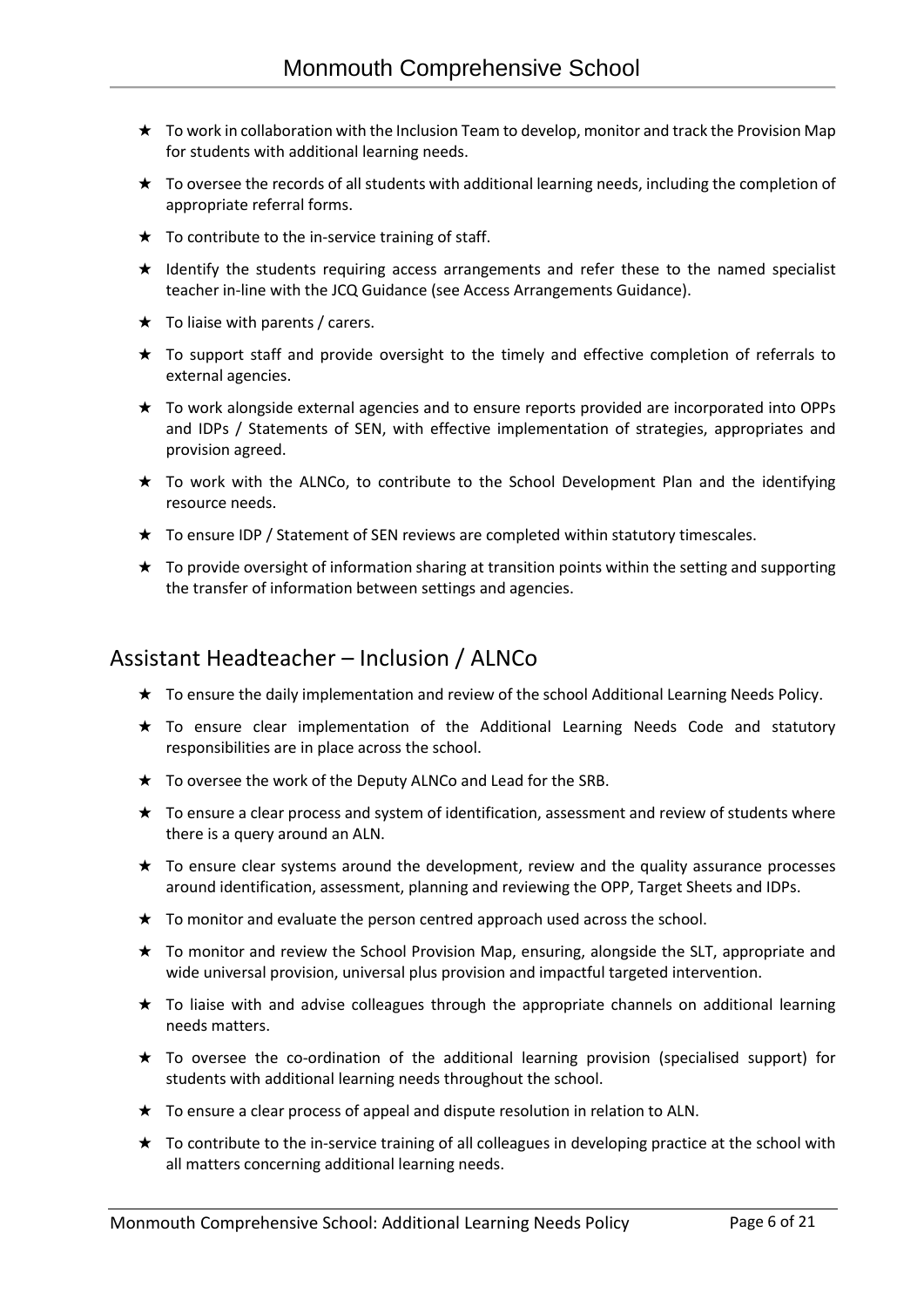- ★ To work in collaboration with the Inclusion Team to develop, monitor and track the Provision Map for students with additional learning needs.
- ★ To oversee the records of all students with additional learning needs, including the completion of appropriate referral forms.
- ★ To contribute to the in-service training of staff.
- ★ Identify the students requiring access arrangements and refer these to the named specialist teacher in-line with the JCQ Guidance (see Access Arrangements Guidance).
- ★ To liaise with parents / carers.
- ★ To support staff and provide oversight to the timely and effective completion of referrals to external agencies.
- ★ To work alongside external agencies and to ensure reports provided are incorporated into OPPs and IDPs / Statements of SEN, with effective implementation of strategies, appropriates and provision agreed.
- ★ To work with the ALNCo, to contribute to the School Development Plan and the identifying resource needs.
- ★ To ensure IDP / Statement of SEN reviews are completed within statutory timescales.
- ★ To provide oversight of information sharing at transition points within the setting and supporting the transfer of information between settings and agencies.

## Assistant Headteacher – Inclusion / ALNCo

- ★ To ensure the daily implementation and review of the school Additional Learning Needs Policy.
- ★ To ensure clear implementation of the Additional Learning Needs Code and statutory responsibilities are in place across the school.
- ★ To oversee the work of the Deputy ALNCo and Lead for the SRB.
- ★ To ensure a clear process and system of identification, assessment and review of students where there is a query around an ALN.
- ★ To ensure clear systems around the development, review and the quality assurance processes around identification, assessment, planning and reviewing the OPP, Target Sheets and IDPs.
- ★ To monitor and evaluate the person centred approach used across the school.
- ★ To monitor and review the School Provision Map, ensuring, alongside the SLT, appropriate and wide universal provision, universal plus provision and impactful targeted intervention.
- ★ To liaise with and advise colleagues through the appropriate channels on additional learning needs matters.
- ★ To oversee the co-ordination of the additional learning provision (specialised support) for students with additional learning needs throughout the school.
- ★ To ensure a clear process of appeal and dispute resolution in relation to ALN.
- ★ To contribute to the in-service training of all colleagues in developing practice at the school with all matters concerning additional learning needs.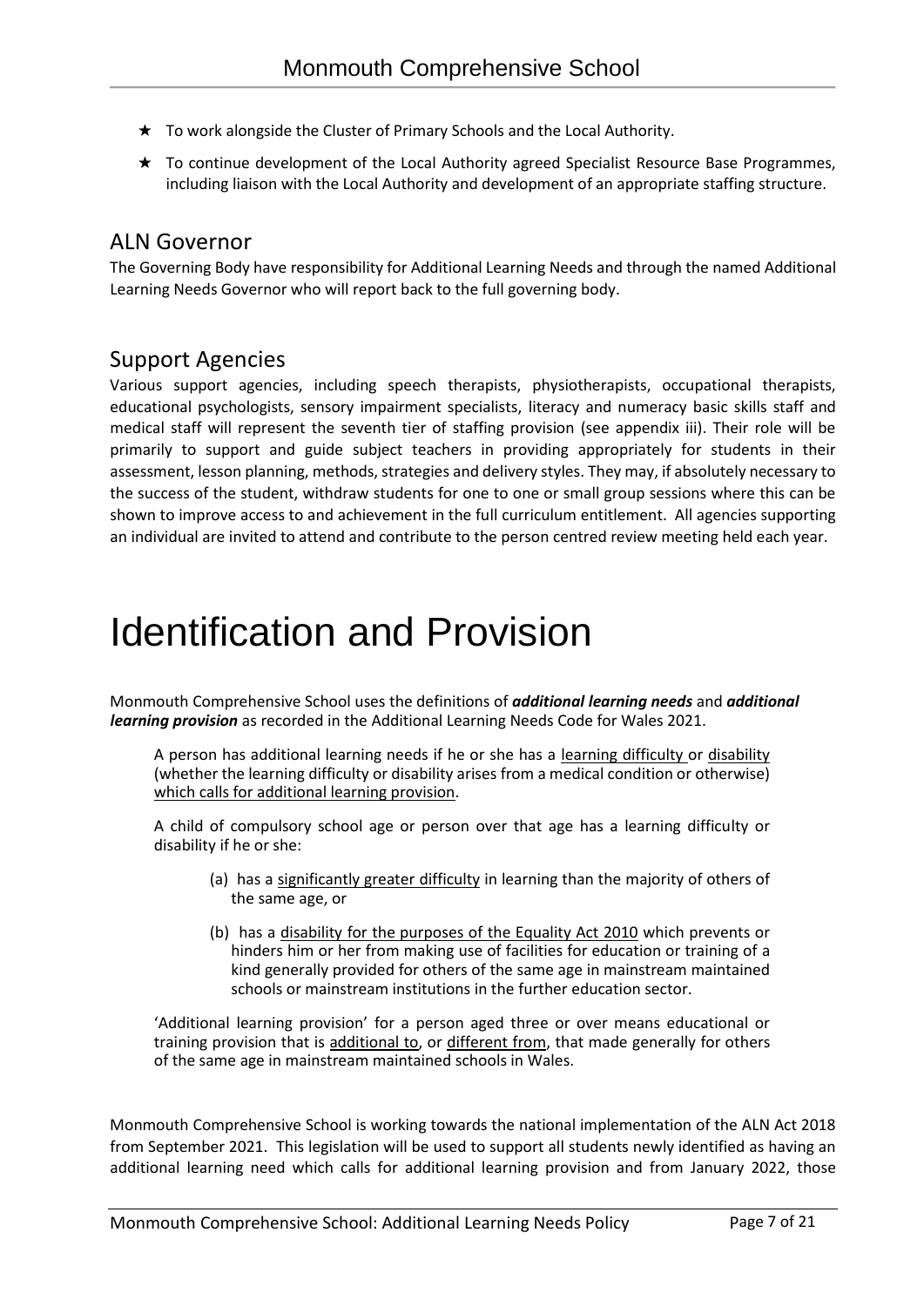- ★ To work alongside the Cluster of Primary Schools and the Local Authority.
- ★ To continue development of the Local Authority agreed Specialist Resource Base Programmes, including liaison with the Local Authority and development of an appropriate staffing structure.

## ALN Governor

The Governing Body have responsibility for Additional Learning Needs and through the named Additional Learning Needs Governor who will report back to the full governing body.

## Support Agencies

Various support agencies, including speech therapists, physiotherapists, occupational therapists, educational psychologists, sensory impairment specialists, literacy and numeracy basic skills staff and medical staff will represent the seventh tier of staffing provision (see appendix iii). Their role will be primarily to support and guide subject teachers in providing appropriately for students in their assessment, lesson planning, methods, strategies and delivery styles. They may, if absolutely necessary to the success of the student, withdraw students for one to one or small group sessions where this can be shown to improve access to and achievement in the full curriculum entitlement. All agencies supporting an individual are invited to attend and contribute to the person centred review meeting held each year.

# Identification and Provision

Monmouth Comprehensive School uses the definitions of ***additional learning needs*** and ***additional learning provision*** as recorded in the Additional Learning Needs Code for Wales 2021.

> A person has additional learning needs if he or she has a learning difficulty or disability (whether the learning difficulty or disability arises from a medical condition or otherwise) which calls for additional learning provision.
>
> A child of compulsory school age or person over that age has a learning difficulty or disability if he or she:
>
> (a) has a significantly greater difficulty in learning than the majority of others of the same age, or
>
> (b) has a disability for the purposes of the Equality Act 2010 which prevents or hinders him or her from making use of facilities for education or training of a kind generally provided for others of the same age in mainstream maintained schools or mainstream institutions in the further education sector.
>
> 'Additional learning provision' for a person aged three or over means educational or training provision that is additional to, or different from, that made generally for others of the same age in mainstream maintained schools in Wales.

Monmouth Comprehensive School is working towards the national implementation of the ALN Act 2018 from September 2021. This legislation will be used to support all students newly identified as having an additional learning need which calls for additional learning provision and from January 2022, those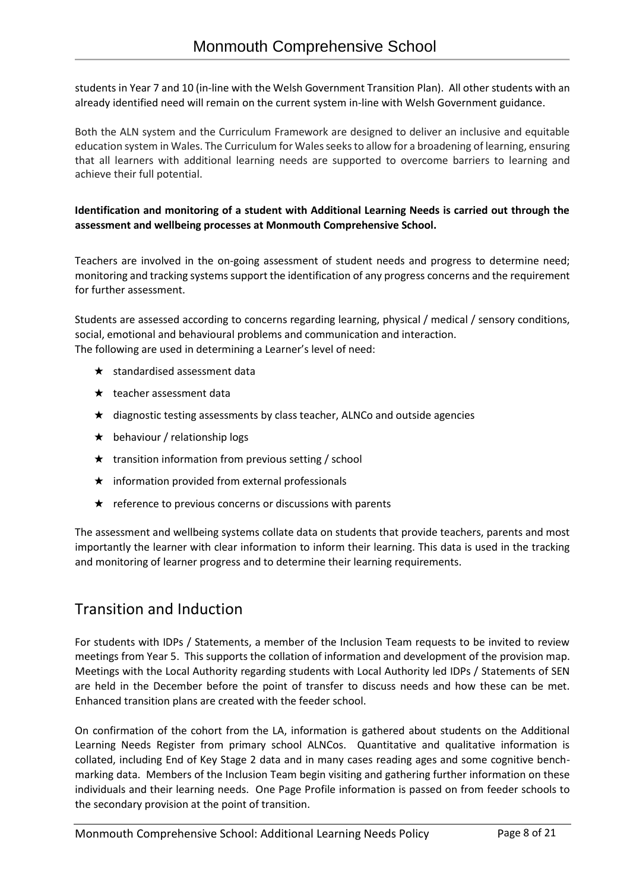students in Year 7 and 10 (in-line with the Welsh Government Transition Plan). All other students with an already identified need will remain on the current system in-line with Welsh Government guidance.

Both the ALN system and the Curriculum Framework are designed to deliver an inclusive and equitable education system in Wales. The Curriculum for Wales seeks to allow for a broadening of learning, ensuring that all learners with additional learning needs are supported to overcome barriers to learning and achieve their full potential.

**Identification and monitoring of a student with Additional Learning Needs is carried out through the assessment and wellbeing processes at Monmouth Comprehensive School.**

Teachers are involved in the on-going assessment of student needs and progress to determine need; monitoring and tracking systems support the identification of any progress concerns and the requirement for further assessment.

Students are assessed according to concerns regarding learning, physical / medical / sensory conditions, social, emotional and behavioural problems and communication and interaction.
The following are used in determining a Learner's level of need:

- standardised assessment data
- teacher assessment data
- diagnostic testing assessments by class teacher, ALNCo and outside agencies
- behaviour / relationship logs
- transition information from previous setting / school
- information provided from external professionals
- reference to previous concerns or discussions with parents

The assessment and wellbeing systems collate data on students that provide teachers, parents and most importantly the learner with clear information to inform their learning. This data is used in the tracking and monitoring of learner progress and to determine their learning requirements.

## Transition and Induction

For students with IDPs / Statements, a member of the Inclusion Team requests to be invited to review meetings from Year 5. This supports the collation of information and development of the provision map. Meetings with the Local Authority regarding students with Local Authority led IDPs / Statements of SEN are held in the December before the point of transfer to discuss needs and how these can be met. Enhanced transition plans are created with the feeder school.

On confirmation of the cohort from the LA, information is gathered about students on the Additional Learning Needs Register from primary school ALNCos. Quantitative and qualitative information is collated, including End of Key Stage 2 data and in many cases reading ages and some cognitive bench-marking data. Members of the Inclusion Team begin visiting and gathering further information on these individuals and their learning needs. One Page Profile information is passed on from feeder schools to the secondary provision at the point of transition.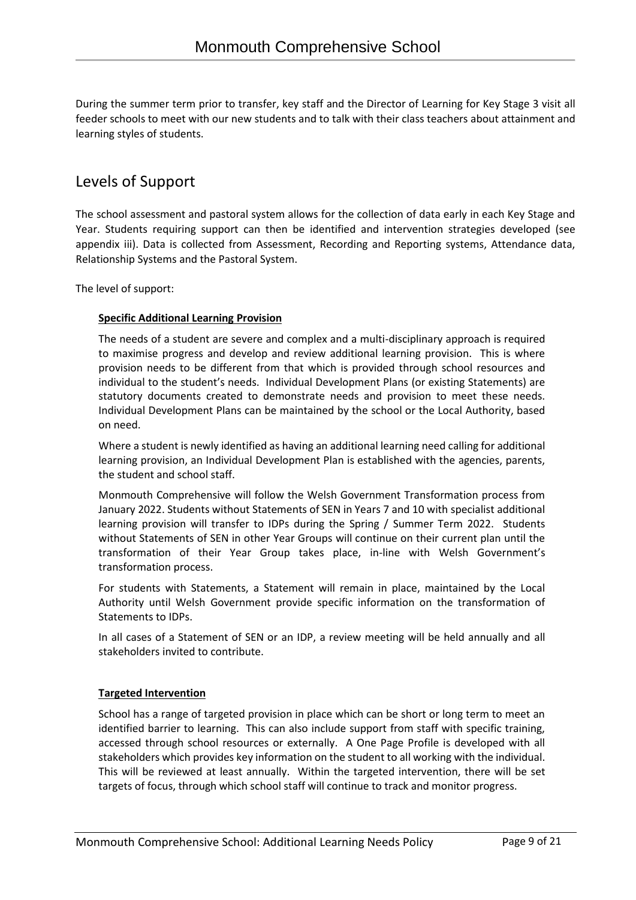During the summer term prior to transfer, key staff and the Director of Learning for Key Stage 3 visit all feeder schools to meet with our new students and to talk with their class teachers about attainment and learning styles of students.

## Levels of Support

The school assessment and pastoral system allows for the collection of data early in each Key Stage and Year. Students requiring support can then be identified and intervention strategies developed (see appendix iii). Data is collected from Assessment, Recording and Reporting systems, Attendance data, Relationship Systems and the Pastoral System.

The level of support:

**Specific Additional Learning Provision**

The needs of a student are severe and complex and a multi-disciplinary approach is required to maximise progress and develop and review additional learning provision. This is where provision needs to be different from that which is provided through school resources and individual to the student's needs. Individual Development Plans (or existing Statements) are statutory documents created to demonstrate needs and provision to meet these needs. Individual Development Plans can be maintained by the school or the Local Authority, based on need.

Where a student is newly identified as having an additional learning need calling for additional learning provision, an Individual Development Plan is established with the agencies, parents, the student and school staff.

Monmouth Comprehensive will follow the Welsh Government Transformation process from January 2022. Students without Statements of SEN in Years 7 and 10 with specialist additional learning provision will transfer to IDPs during the Spring / Summer Term 2022. Students without Statements of SEN in other Year Groups will continue on their current plan until the transformation of their Year Group takes place, in-line with Welsh Government's transformation process.

For students with Statements, a Statement will remain in place, maintained by the Local Authority until Welsh Government provide specific information on the transformation of Statements to IDPs.

In all cases of a Statement of SEN or an IDP, a review meeting will be held annually and all stakeholders invited to contribute.

**Targeted Intervention**

School has a range of targeted provision in place which can be short or long term to meet an identified barrier to learning. This can also include support from staff with specific training, accessed through school resources or externally. A One Page Profile is developed with all stakeholders which provides key information on the student to all working with the individual. This will be reviewed at least annually. Within the targeted intervention, there will be set targets of focus, through which school staff will continue to track and monitor progress.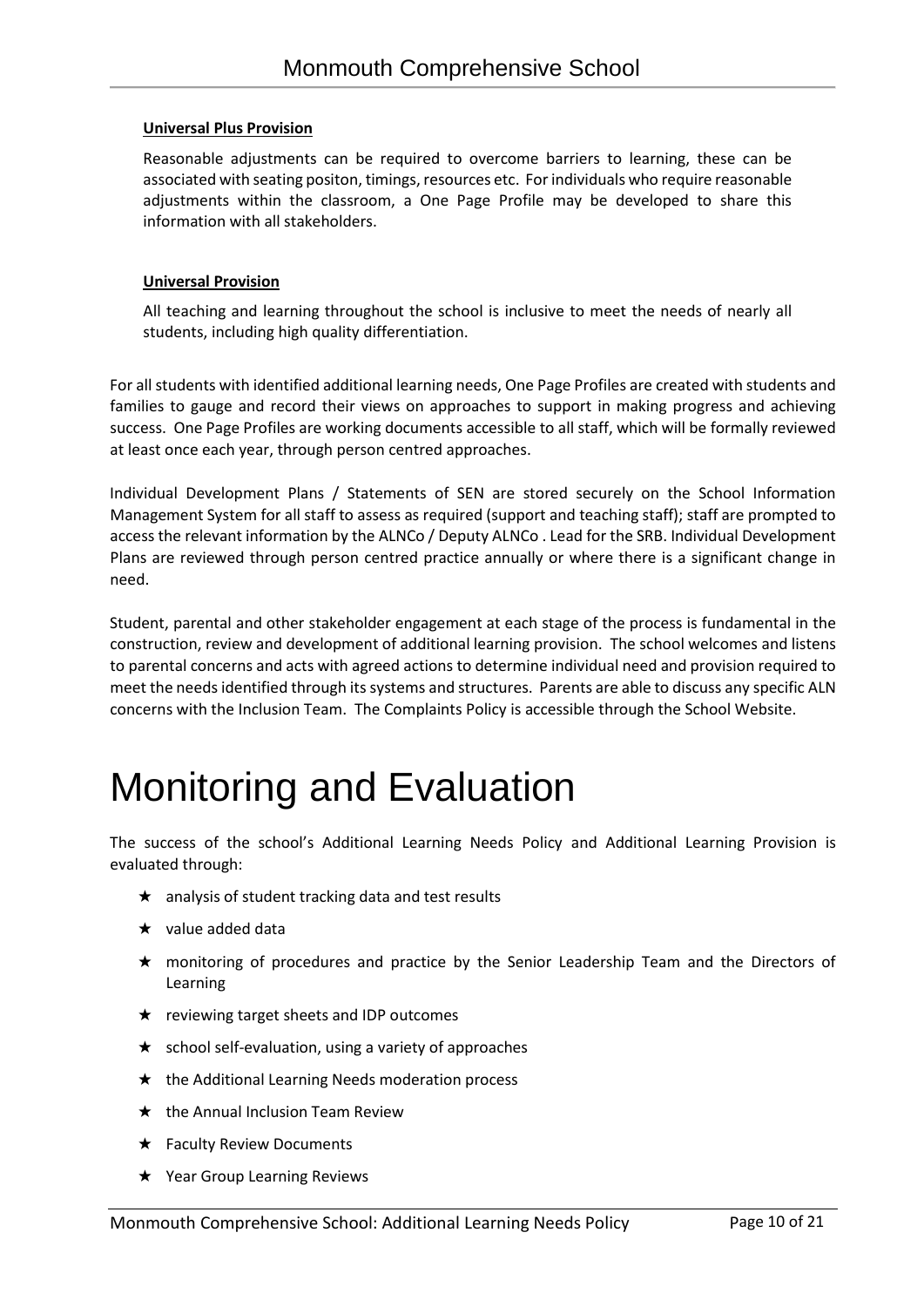**Universal Plus Provision**

Reasonable adjustments can be required to overcome barriers to learning, these can be associated with seating positon, timings, resources etc. For individuals who require reasonable adjustments within the classroom, a One Page Profile may be developed to share this information with all stakeholders.

**Universal Provision**

All teaching and learning throughout the school is inclusive to meet the needs of nearly all students, including high quality differentiation.

For all students with identified additional learning needs, One Page Profiles are created with students and families to gauge and record their views on approaches to support in making progress and achieving success. One Page Profiles are working documents accessible to all staff, which will be formally reviewed at least once each year, through person centred approaches.

Individual Development Plans / Statements of SEN are stored securely on the School Information Management System for all staff to assess as required (support and teaching staff); staff are prompted to access the relevant information by the ALNCo / Deputy ALNCo . Lead for the SRB. Individual Development Plans are reviewed through person centred practice annually or where there is a significant change in need.

Student, parental and other stakeholder engagement at each stage of the process is fundamental in the construction, review and development of additional learning provision. The school welcomes and listens to parental concerns and acts with agreed actions to determine individual need and provision required to meet the needs identified through its systems and structures. Parents are able to discuss any specific ALN concerns with the Inclusion Team. The Complaints Policy is accessible through the School Website.

# Monitoring and Evaluation

The success of the school's Additional Learning Needs Policy and Additional Learning Provision is evaluated through:

- analysis of student tracking data and test results
- value added data
- monitoring of procedures and practice by the Senior Leadership Team and the Directors of Learning
- reviewing target sheets and IDP outcomes
- school self-evaluation, using a variety of approaches
- the Additional Learning Needs moderation process
- the Annual Inclusion Team Review
- Faculty Review Documents
- Year Group Learning Reviews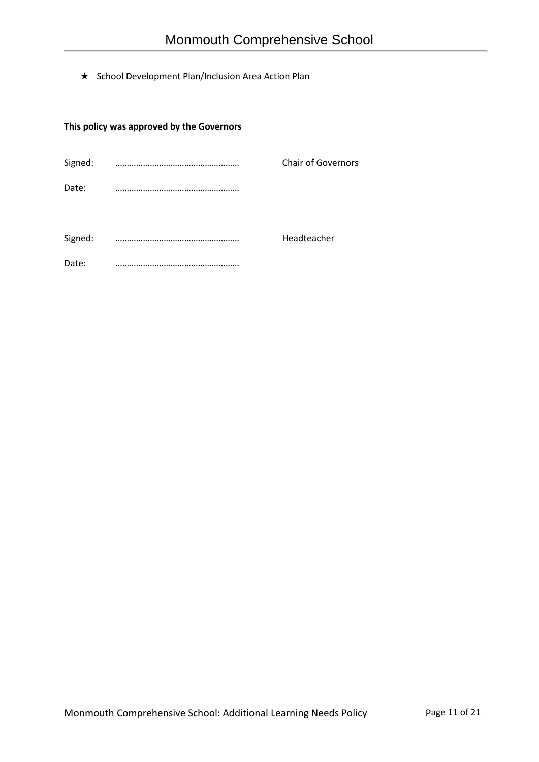★ School Development Plan/Inclusion Area Action Plan

**This policy was approved by the Governors**

Signed: ……………………………………………… Chair of Governors

Date: ………………………………………………

Signed: ……………………………………………… Headteacher

Date: ………………………………………………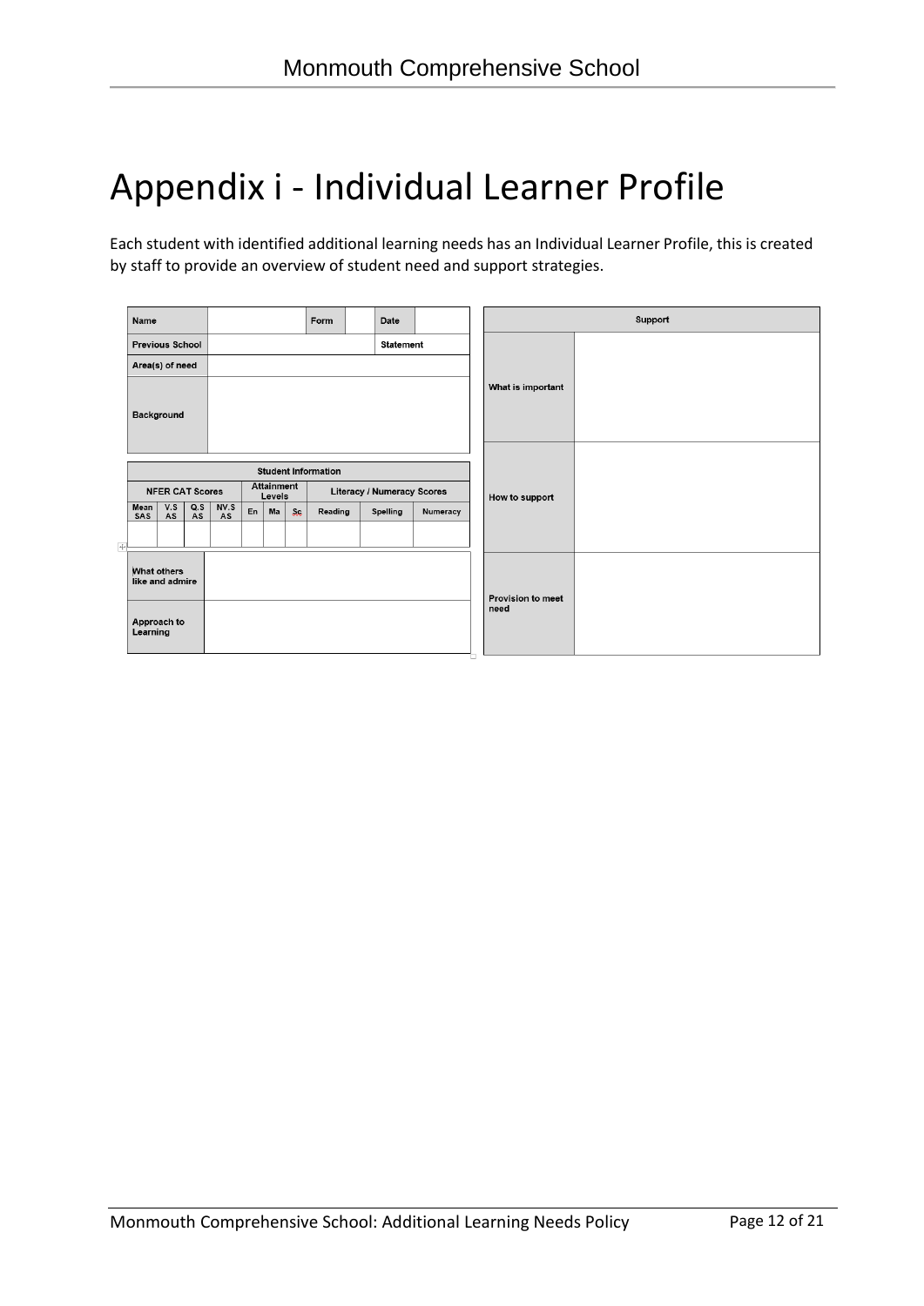# Appendix i - Individual Learner Profile

Each student with identified additional learning needs has an Individual Learner Profile, this is created by staff to provide an overview of student need and support strategies.

| Name | | Form | | Date | |
|---|---|---|---|---|---|
| Previous School | | | | Statement | |
| Area(s) of need | | | | | |
| Background | | | | | |

| Student Information | | | | | | | | | |
|---|---|---|---|---|---|---|---|---|---|
| NFER CAT Scores | | | | Attainment Levels | | | Literacy / Numeracy Scores | | |
| Mean SAS | V.S AS | Q.S AS | NV.S AS | En | Ma | Sc | Reading | Spelling | Numeracy |
| | | | | | | | | | |

| | |
|---|---|
| What others like and admire | |
| Approach to Learning | |

| Support | |
|---|---|
| What is important | |
| How to support | |
| Provision to meet need | |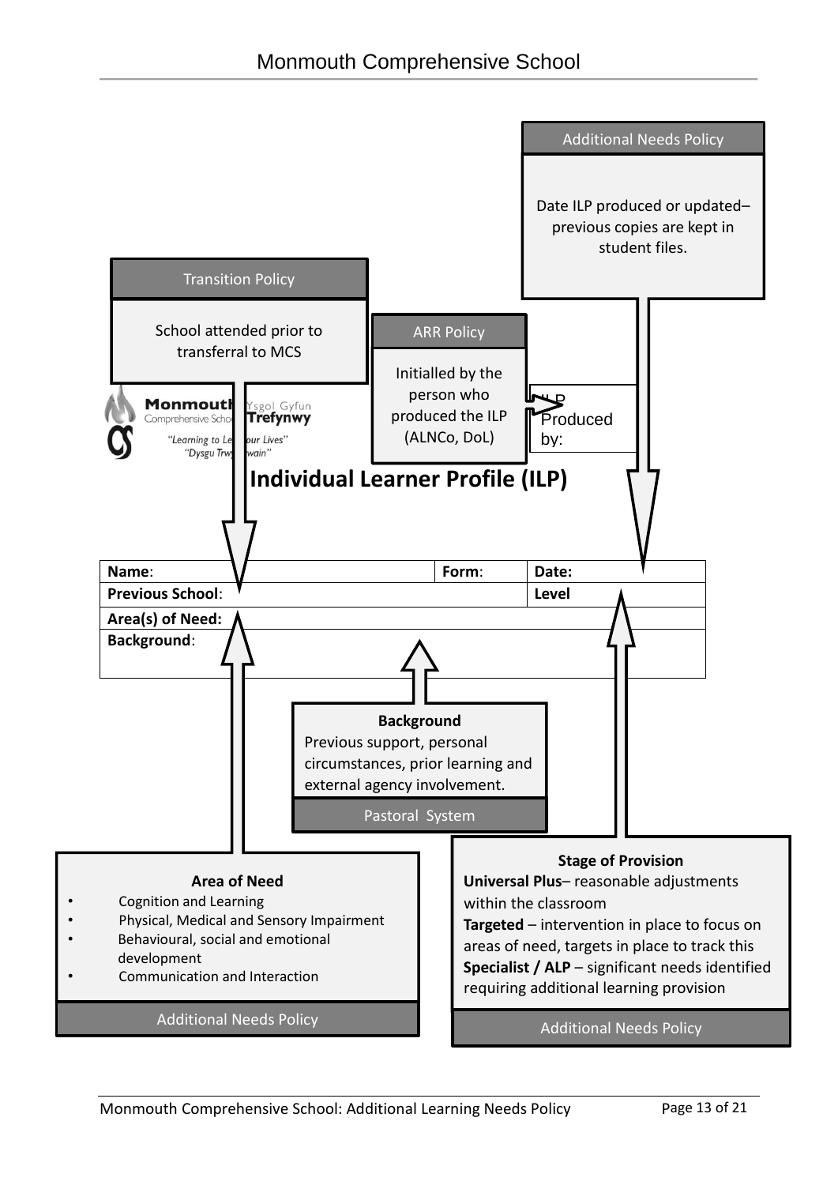Additional Needs Policy

Date ILP produced or updated– previous copies are kept in student files.

Transition Policy

School attended prior to transferral to MCS

ARR Policy

Initialled by the person who produced the ILP (ALNCo, DoL)

ILP Produced by:

Monmouth Comprehensive School / Ysgol Gyfun Trefynwy
"Learning to Learn our Lives" / "Dysgu Trwy Ein Bywyd"

# Individual Learner Profile (ILP)

| **Name**: | **Form**: | **Date:** |
|---|---|---|
| **Previous School**: | | **Level** |
| **Area(s) of Need:** | | |
| **Background**: | | |

**Background**
Previous support, personal circumstances, prior learning and external agency involvement.

Pastoral System

**Area of Need**

- Cognition and Learning
- Physical, Medical and Sensory Impairment
- Behavioural, social and emotional development
- Communication and Interaction

Additional Needs Policy

**Stage of Provision**

**Universal Plus**– reasonable adjustments within the classroom
**Targeted** – intervention in place to focus on areas of need, targets in place to track this
**Specialist / ALP** – significant needs identified requiring additional learning provision

Additional Needs Policy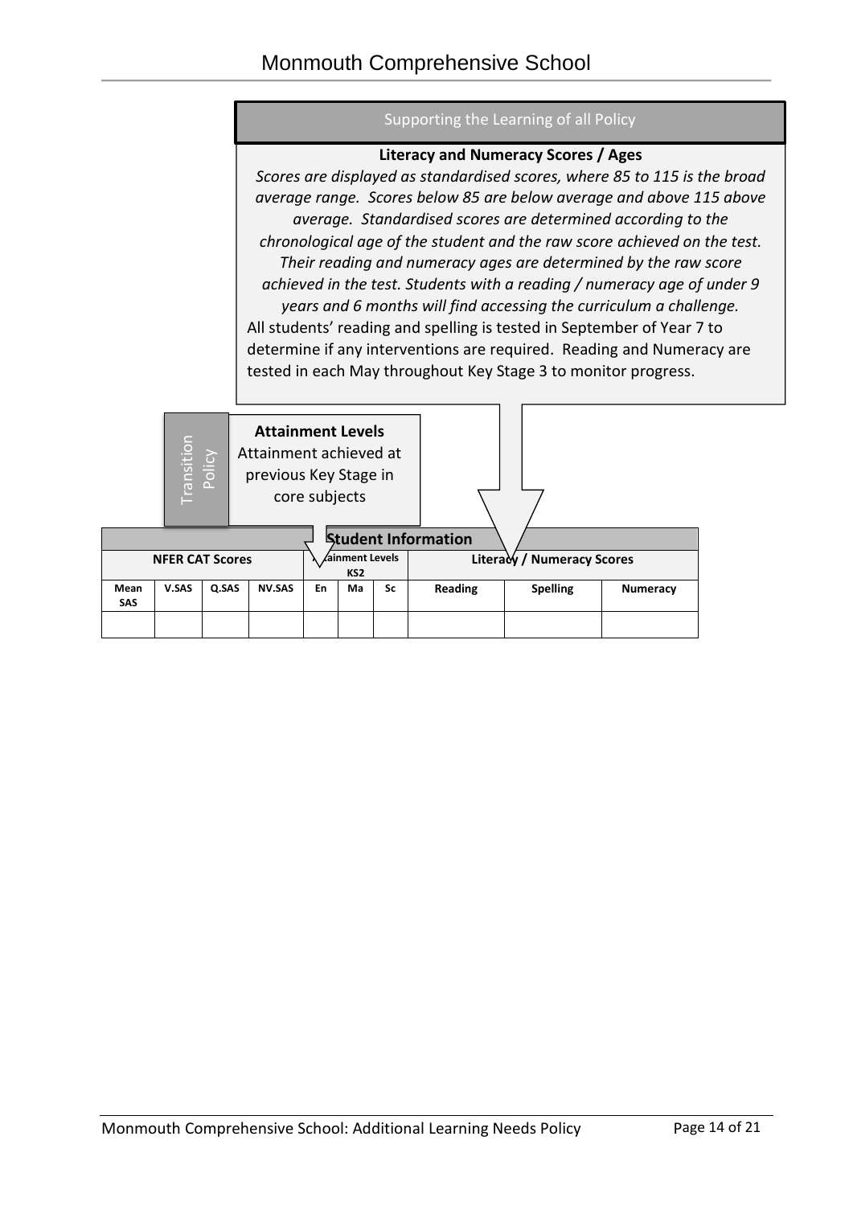Supporting the Learning of all Policy

**Literacy and Numeracy Scores / Ages**

*Scores are displayed as standardised scores, where 85 to 115 is the broad average range. Scores below 85 are below average and above 115 above average. Standardised scores are determined according to the chronological age of the student and the raw score achieved on the test. Their reading and numeracy ages are determined by the raw score achieved in the test. Students with a reading / numeracy age of under 9 years and 6 months will find accessing the curriculum a challenge.*

All students' reading and spelling is tested in September of Year 7 to determine if any interventions are required. Reading and Numeracy are tested in each May throughout Key Stage 3 to monitor progress.

Transition Policy

**Attainment Levels**

Attainment achieved at previous Key Stage in core subjects

| Student Information | | | | | | | | | |
|---|---|---|---|---|---|---|---|---|---|
| NFER CAT Scores | | | | Attainment Levels KS2 | | | Literacy / Numeracy Scores | | |
| Mean SAS | V.SAS | Q.SAS | NV.SAS | En | Ma | Sc | Reading | Spelling | Numeracy |
| | | | | | | | | | |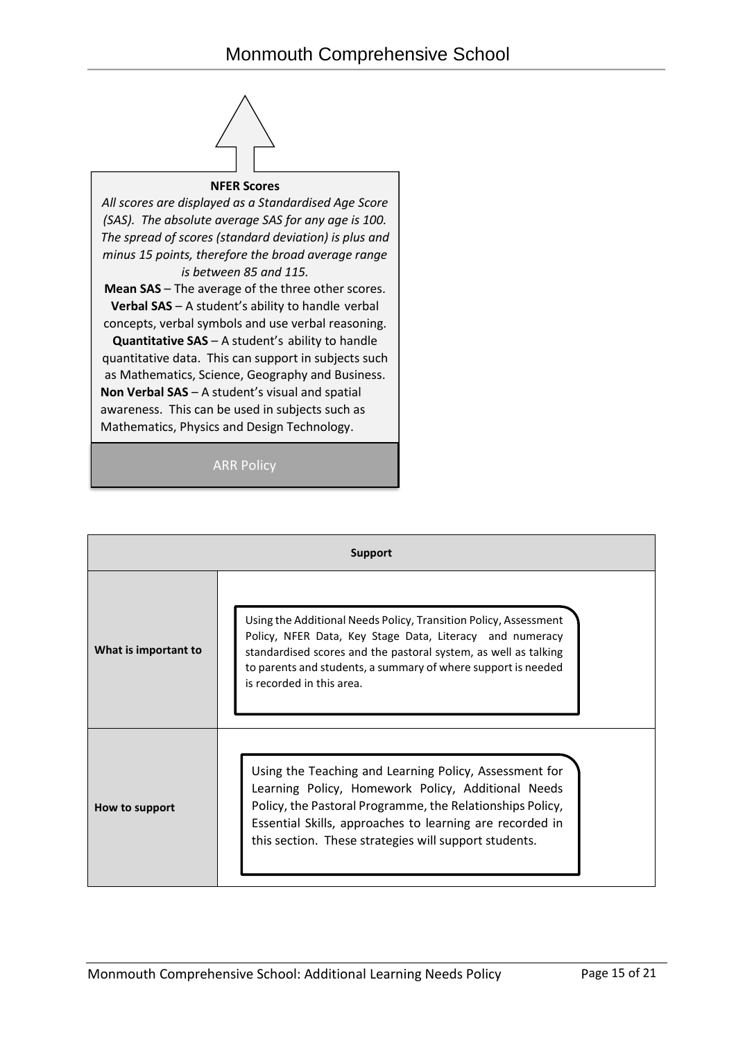**NFER Scores**

*All scores are displayed as a Standardised Age Score (SAS). The absolute average SAS for any age is 100. The spread of scores (standard deviation) is plus and minus 15 points, therefore the broad average range is between 85 and 115.*

**Mean SAS** – The average of the three other scores.

**Verbal SAS** – A student's ability to handle verbal concepts, verbal symbols and use verbal reasoning.

**Quantitative SAS** – A student's ability to handle quantitative data. This can support in subjects such as Mathematics, Science, Geography and Business.

**Non Verbal SAS** – A student's visual and spatial awareness. This can be used in subjects such as Mathematics, Physics and Design Technology.

ARR Policy

| **Support** | |
|---|---|
| **What is important to** | Using the Additional Needs Policy, Transition Policy, Assessment Policy, NFER Data, Key Stage Data, Literacy and numeracy standardised scores and the pastoral system, as well as talking to parents and students, a summary of where support is needed is recorded in this area. |
| **How to support** | Using the Teaching and Learning Policy, Assessment for Learning Policy, Homework Policy, Additional Needs Policy, the Pastoral Programme, the Relationships Policy, Essential Skills, approaches to learning are recorded in this section. These strategies will support students. |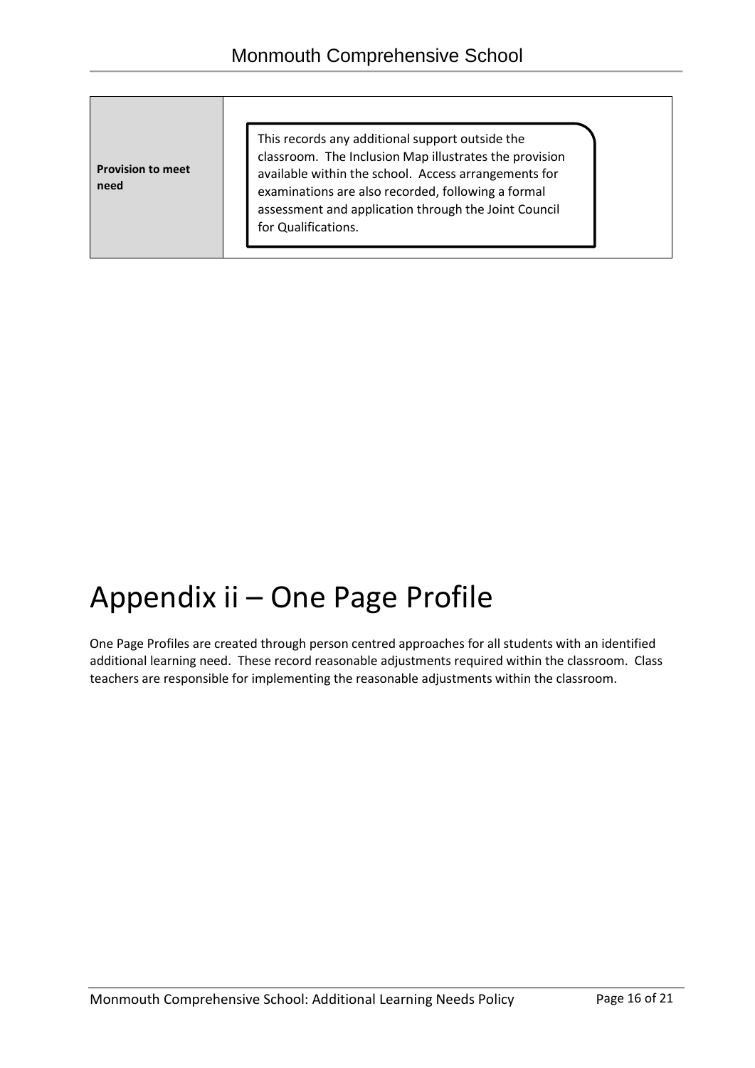| **Provision to meet need** | This records any additional support outside the classroom. The Inclusion Map illustrates the provision available within the school. Access arrangements for examinations are also recorded, following a formal assessment and application through the Joint Council for Qualifications. |
|---|---|

# Appendix ii – One Page Profile

One Page Profiles are created through person centred approaches for all students with an identified additional learning need. These record reasonable adjustments required within the classroom. Class teachers are responsible for implementing the reasonable adjustments within the classroom.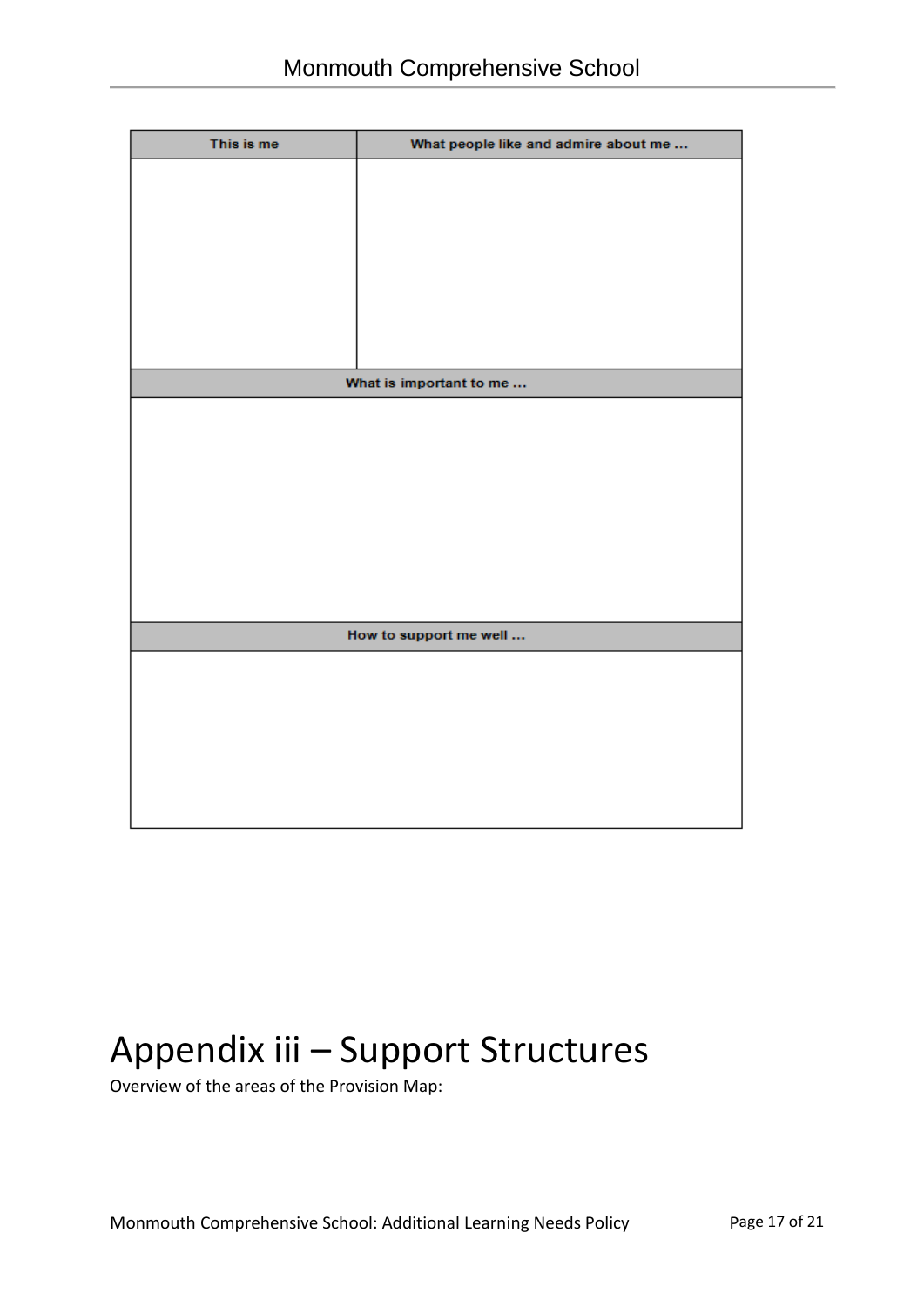| This is me | What people like and admire about me … |
| --- | --- |
| | |
| **What is important to me …** | |
| | |
| **How to support me well …** | |
| | |

# Appendix iii – Support Structures

Overview of the areas of the Provision Map: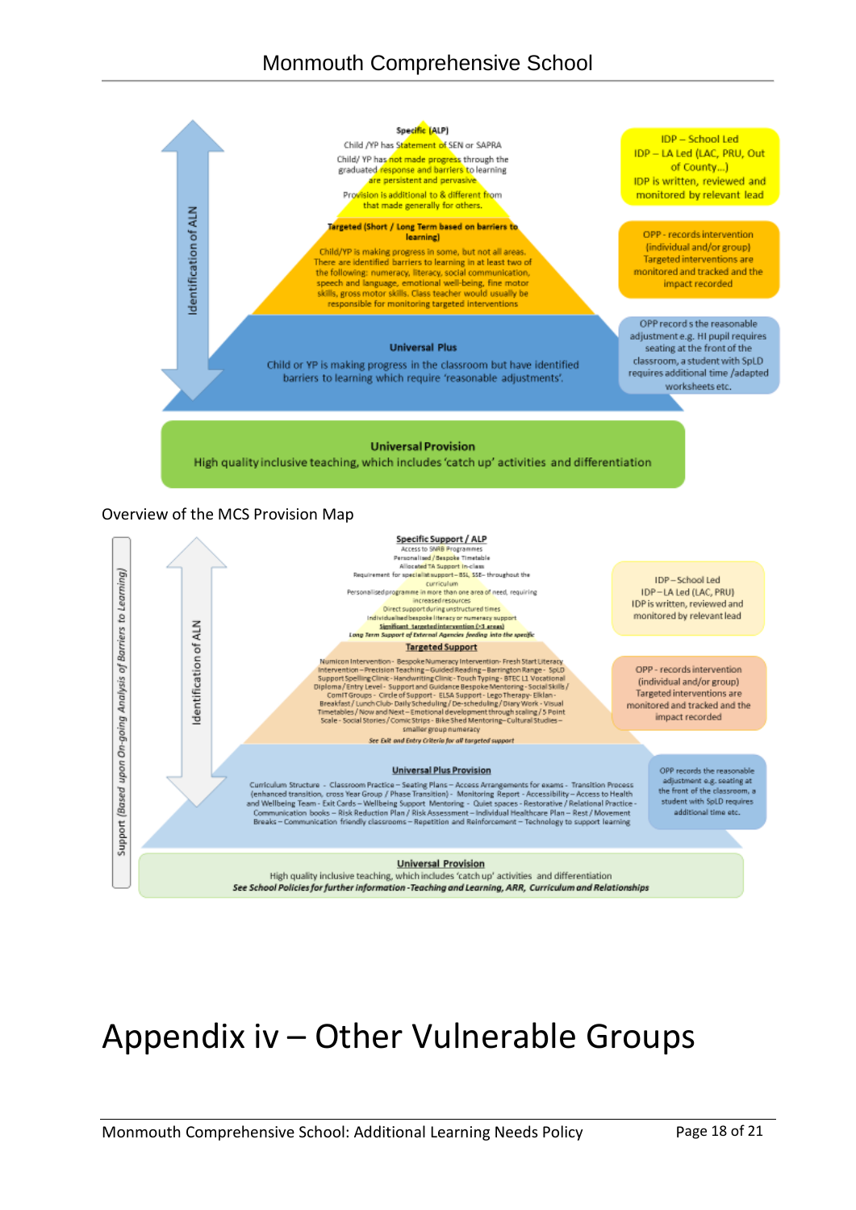Specific (ALP)

Child /YP has Statement of SEN or SAPRA

Child/ YP has not made progress through the graduated response and barriers to learning are persistent and pervasive

Provision is additional to & different from that made generally for others.

Targeted (Short / Long Term based on barriers to learning)

Child/YP is making progress in some, but not all areas. There are identified barriers to learning in at least two of the following: numeracy, literacy, social communication, speech and language, emotional well-being, fine motor skills, gross motor skills. Class teacher would usually be responsible for monitoring targeted interventions

Universal Plus

Child or YP is making progress in the classroom but have identified barriers to learning which require 'reasonable adjustments'.

Universal Provision

High quality inclusive teaching, which includes 'catch up' activities and differentiation

Identification of ALN

IDP – School Led
IDP – LA Led (LAC, PRU, Out of County…)
IDP is written, reviewed and monitored by relevant lead

OPP - records intervention (individual and/or group) Targeted interventions are monitored and tracked and the impact recorded

OPP record s the reasonable adjustment e.g. HI pupil requires seating at the front of the classroom, a student with SpLD requires additional time /adapted worksheets etc.

Overview of the MCS Provision Map

Specific Support / ALP

Access to SNRB Programmes
Personalised / Bespoke Timetable
Allocated TA Support in-class
Requirement for specialist support – BSL, SSE– throughout the curriculum
Personalised programme in more than one area of need, requiring increased resources
Direct support during unstructured times
Individualised bespoke literacy or numeracy support
Significant targeted intervention (>3 areas)
Long Term Support of External Agencies feeding into the specific

Targeted Support

Numicon Intervention - Bespoke Numeracy Intervention- Fresh Start Literacy Intervention – Precision Teaching – Guided Reading – Barrington Range - SpLD Support Spelling Clinic - Handwriting Clinic - Touch Typing - BTEC L1 Vocational Diploma / Entry Level - Support and Guidance Bespoke Mentoring - Social Skills / ComIT Groups - Circle of Support - ELSA Support - Lego Therapy- Elklan - Breakfast / Lunch Club- Daily Scheduling / De-scheduling / Diary Work - Visual Timetables / Now and Next – Emotional development through scaling / 5 Point Scale - Social Stories / Comic Strips - Bike Shed Mentoring – Cultural Studies – smaller group numeracy

See Exit and Entry Criteria for all targeted support

Universal Plus Provision

Curriculum Structure - Classroom Practice – Seating Plans – Access Arrangements for exams - Transition Process (enhanced transition, cross Year Group / Phase Transition) - Monitoring Report - Accessibility – Access to Health and Wellbeing Team - Exit Cards – Wellbeing Support Mentoring - Quiet spaces - Restorative / Relational Practice - Communication books – Risk Reduction Plan / Risk Assessment – Individual Healthcare Plan – Rest / Movement Breaks – Communication friendly classrooms – Repetition and Reinforcement – Technology to support learning

Universal Provision

High quality inclusive teaching, which includes 'catch up' activities and differentiation
*See School Policies for further information -Teaching and Learning, ARR, Curriculum and Relationships*

Support (Based upon On-going Analysis of Barriers to Learning)

Identification of ALN

IDP – School Led
IDP – LA Led (LAC, PRU)
IDP is written, reviewed and monitored by relevant lead

OPP - records intervention (individual and/or group) Targeted interventions are monitored and tracked and the impact recorded

OPP records the reasonable adjustment e.g. seating at the front of the classroom, a student with SpLD requires additional time etc.

# Appendix iv – Other Vulnerable Groups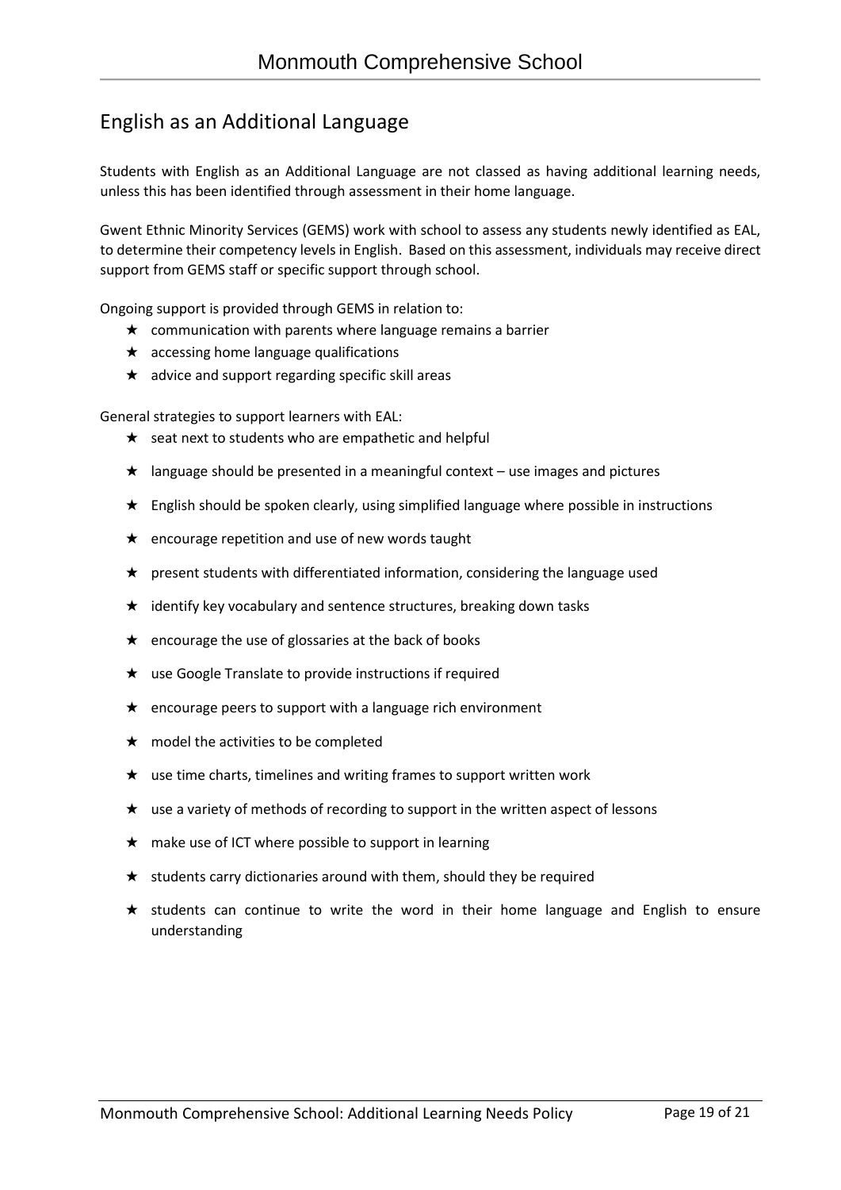## English as an Additional Language

Students with English as an Additional Language are not classed as having additional learning needs, unless this has been identified through assessment in their home language.

Gwent Ethnic Minority Services (GEMS) work with school to assess any students newly identified as EAL, to determine their competency levels in English. Based on this assessment, individuals may receive direct support from GEMS staff or specific support through school.

Ongoing support is provided through GEMS in relation to:

- communication with parents where language remains a barrier
- accessing home language qualifications
- advice and support regarding specific skill areas

General strategies to support learners with EAL:

- seat next to students who are empathetic and helpful
- language should be presented in a meaningful context – use images and pictures
- English should be spoken clearly, using simplified language where possible in instructions
- encourage repetition and use of new words taught
- present students with differentiated information, considering the language used
- identify key vocabulary and sentence structures, breaking down tasks
- encourage the use of glossaries at the back of books
- use Google Translate to provide instructions if required
- encourage peers to support with a language rich environment
- model the activities to be completed
- use time charts, timelines and writing frames to support written work
- use a variety of methods of recording to support in the written aspect of lessons
- make use of ICT where possible to support in learning
- students carry dictionaries around with them, should they be required
- students can continue to write the word in their home language and English to ensure understanding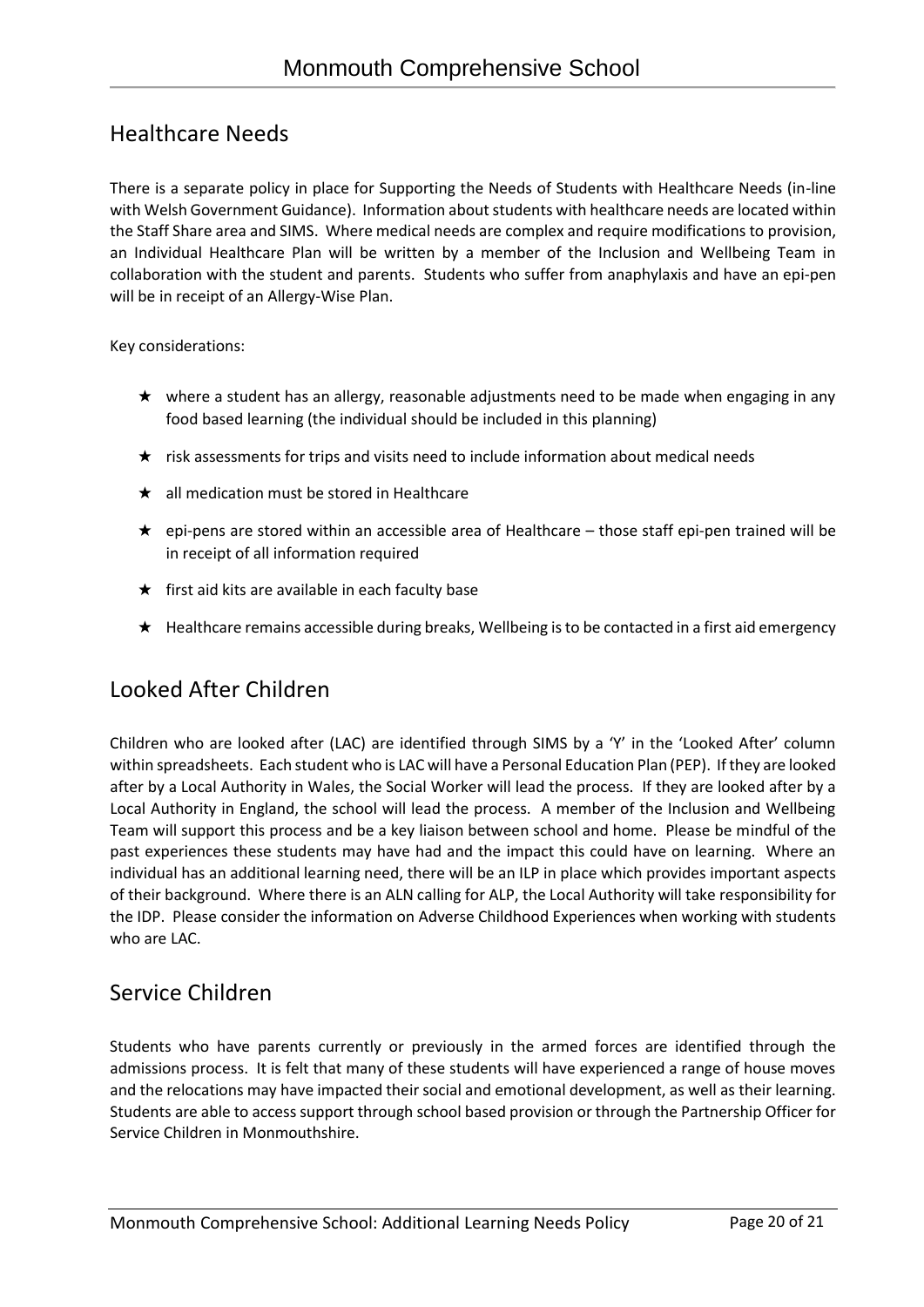## Healthcare Needs

There is a separate policy in place for Supporting the Needs of Students with Healthcare Needs (in-line with Welsh Government Guidance). Information about students with healthcare needs are located within the Staff Share area and SIMS. Where medical needs are complex and require modifications to provision, an Individual Healthcare Plan will be written by a member of the Inclusion and Wellbeing Team in collaboration with the student and parents. Students who suffer from anaphylaxis and have an epi-pen will be in receipt of an Allergy-Wise Plan.

Key considerations:

- ★ where a student has an allergy, reasonable adjustments need to be made when engaging in any food based learning (the individual should be included in this planning)
- ★ risk assessments for trips and visits need to include information about medical needs
- ★ all medication must be stored in Healthcare
- ★ epi-pens are stored within an accessible area of Healthcare – those staff epi-pen trained will be in receipt of all information required
- ★ first aid kits are available in each faculty base
- ★ Healthcare remains accessible during breaks, Wellbeing is to be contacted in a first aid emergency

## Looked After Children

Children who are looked after (LAC) are identified through SIMS by a 'Y' in the 'Looked After' column within spreadsheets. Each student who is LAC will have a Personal Education Plan (PEP). If they are looked after by a Local Authority in Wales, the Social Worker will lead the process. If they are looked after by a Local Authority in England, the school will lead the process. A member of the Inclusion and Wellbeing Team will support this process and be a key liaison between school and home. Please be mindful of the past experiences these students may have had and the impact this could have on learning. Where an individual has an additional learning need, there will be an ILP in place which provides important aspects of their background. Where there is an ALN calling for ALP, the Local Authority will take responsibility for the IDP. Please consider the information on Adverse Childhood Experiences when working with students who are LAC.

## Service Children

Students who have parents currently or previously in the armed forces are identified through the admissions process. It is felt that many of these students will have experienced a range of house moves and the relocations may have impacted their social and emotional development, as well as their learning. Students are able to access support through school based provision or through the Partnership Officer for Service Children in Monmouthshire.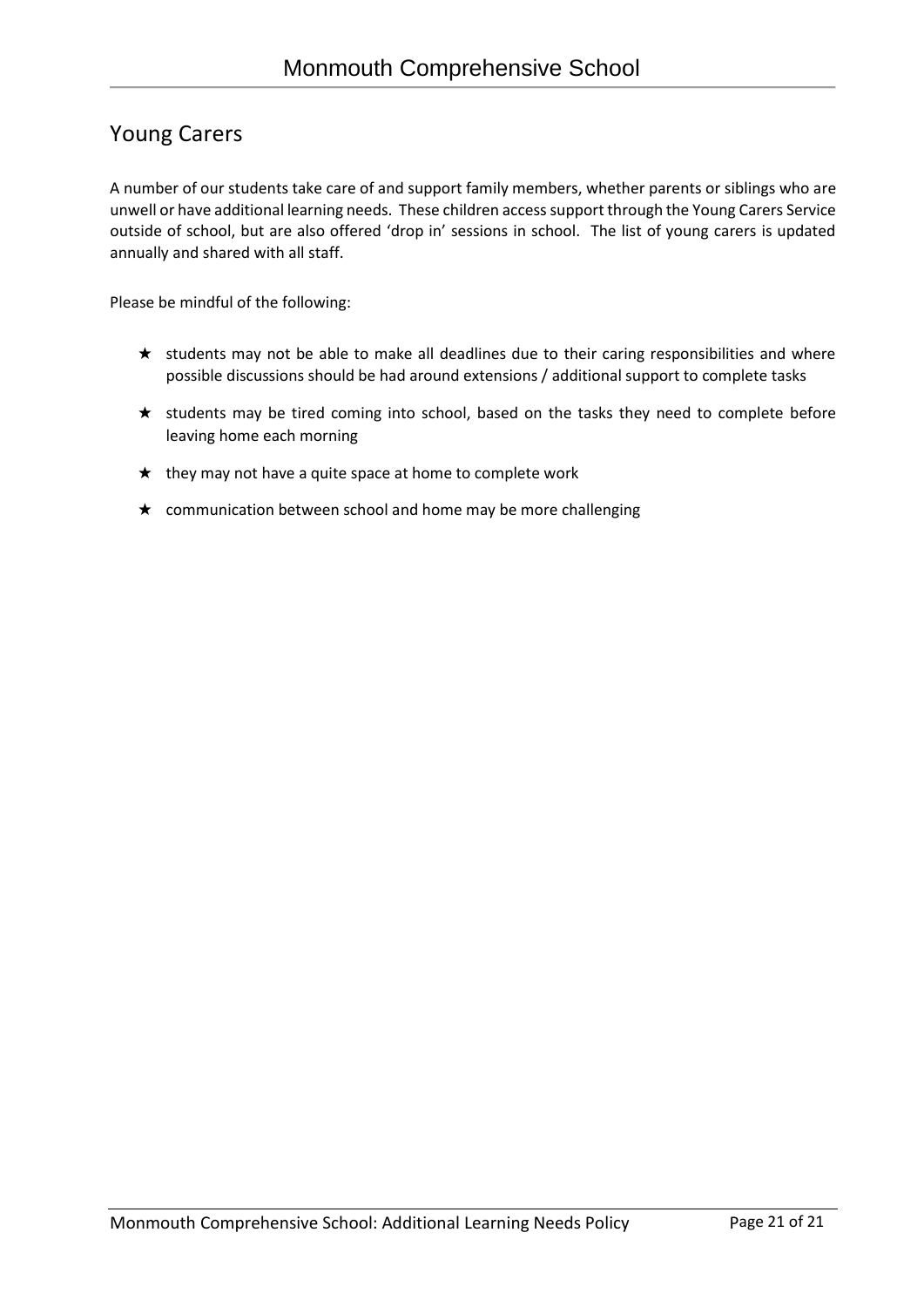## Young Carers

A number of our students take care of and support family members, whether parents or siblings who are unwell or have additional learning needs. These children access support through the Young Carers Service outside of school, but are also offered 'drop in' sessions in school. The list of young carers is updated annually and shared with all staff.

Please be mindful of the following:

- students may not be able to make all deadlines due to their caring responsibilities and where possible discussions should be had around extensions / additional support to complete tasks
- students may be tired coming into school, based on the tasks they need to complete before leaving home each morning
- they may not have a quite space at home to complete work
- communication between school and home may be more challenging